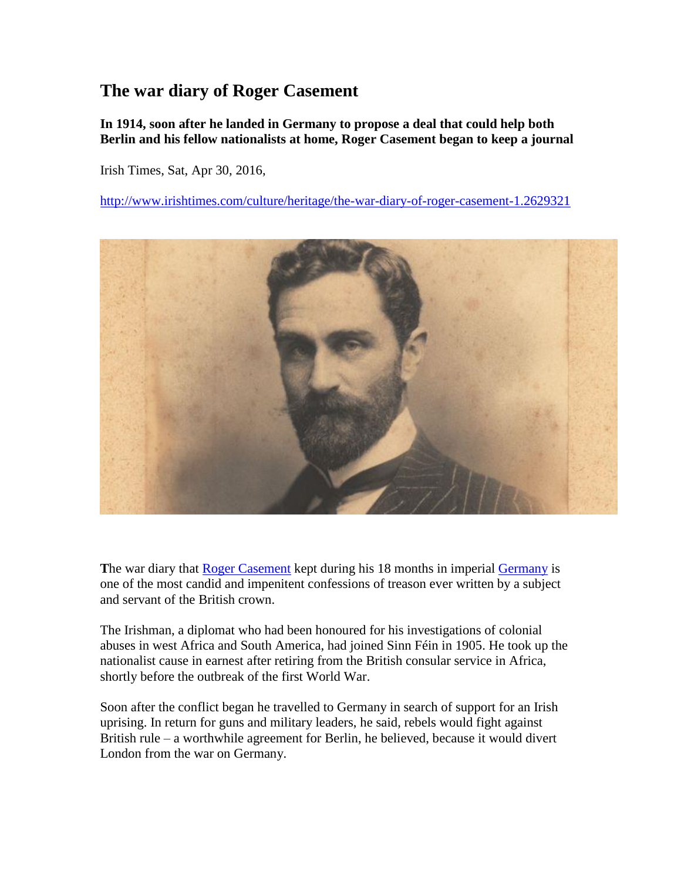# The war diary of Roger Casement

**In 1914, soon after he landed in Germany to propose a deal that could help both Berlin and his fellow nationalists at home, Roger Casement began to keep a journal**

Irish Times, Sat, Apr 30, 2016,

http://www.irishtimes.com/culture/heritage/the-war-diary-of-roger-casement-1.2629321

The war diary that Roger Casement kept during his 18 months in imperial Germany is one of the most candid and impenitent confessions of treason ever written by a subject and servant of the British crown.

The Irishman, a diplomat who had been honoured for his investigations of colonial abuses in west Africa and South America, had joined Sinn Féin in 1905. He took up the nationalist cause in earnest after retiring from the British consular service in Africa, shortly before the outbreak of the first World War.

Soon after the conflict began he travelled to Germany in search of support for an Irish uprising. In return for guns and military leaders, he said, rebels would fight against British rule – a worthwhile agreement for Berlin, he believed, because it would divert London from the war on Germany.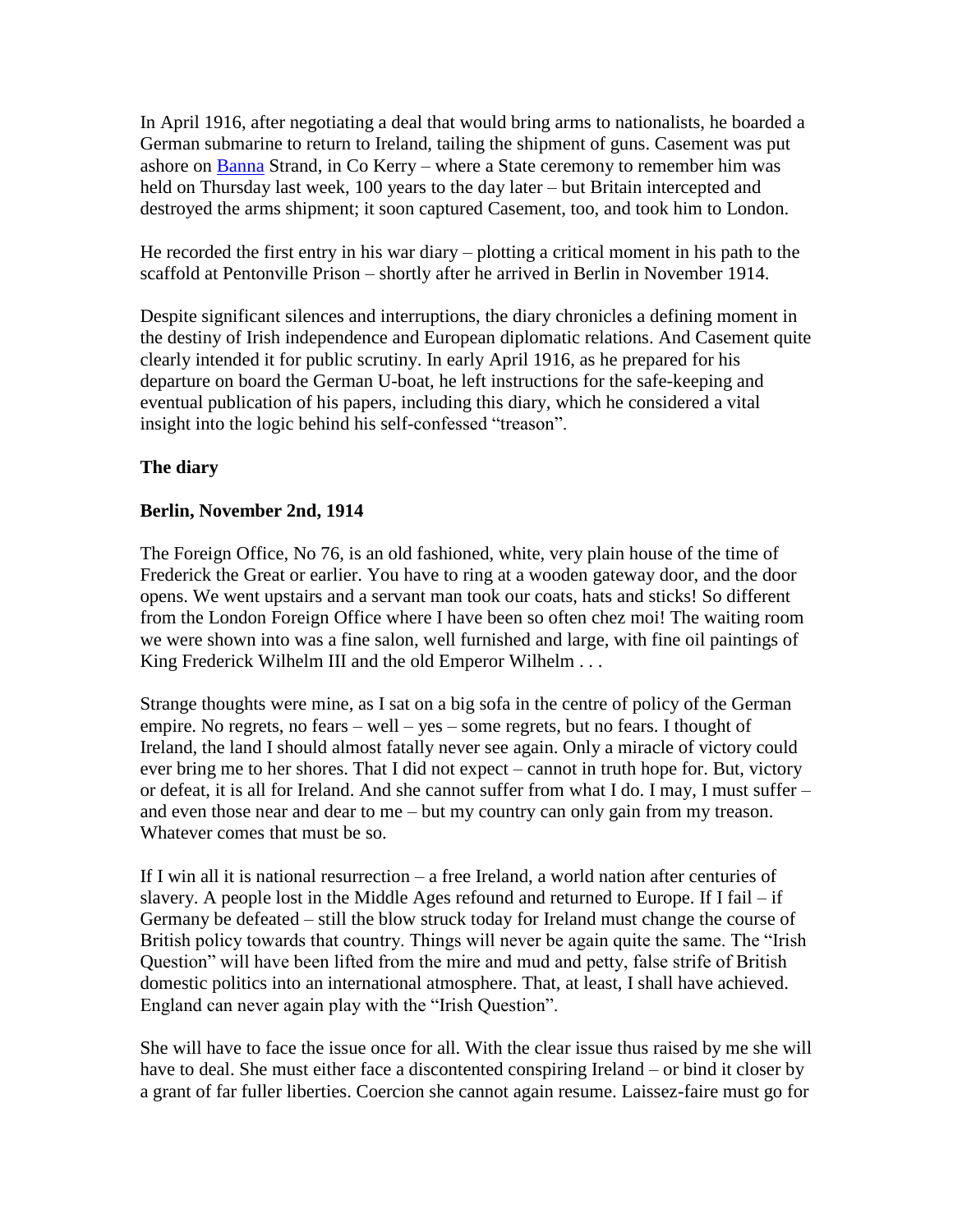In April 1916, after negotiating a deal that would bring arms to nationalists, he boarded a German submarine to return to Ireland, tailing the shipment of guns. Casement was put ashore on [Banna](#) Strand, in Co Kerry – where a State ceremony to remember him was held on Thursday last week, 100 years to the day later – but Britain intercepted and destroyed the arms shipment; it soon captured Casement, too, and took him to London.

He recorded the first entry in his war diary – plotting a critical moment in his path to the scaffold at Pentonville Prison – shortly after he arrived in Berlin in November 1914.

Despite significant silences and interruptions, the diary chronicles a defining moment in the destiny of Irish independence and European diplomatic relations. And Casement quite clearly intended it for public scrutiny. In early April 1916, as he prepared for his departure on board the German U-boat, he left instructions for the safe-keeping and eventual publication of his papers, including this diary, which he considered a vital insight into the logic behind his self-confessed "treason".

**The diary**

**Berlin, November 2nd, 1914**

The Foreign Office, No 76, is an old fashioned, white, very plain house of the time of Frederick the Great or earlier. You have to ring at a wooden gateway door, and the door opens. We went upstairs and a servant man took our coats, hats and sticks! So different from the London Foreign Office where I have been so often chez moi! The waiting room we were shown into was a fine salon, well furnished and large, with fine oil paintings of King Frederick Wilhelm III and the old Emperor Wilhelm . . .

Strange thoughts were mine, as I sat on a big sofa in the centre of policy of the German empire. No regrets, no fears – well – yes – some regrets, but no fears. I thought of Ireland, the land I should almost fatally never see again. Only a miracle of victory could ever bring me to her shores. That I did not expect – cannot in truth hope for. But, victory or defeat, it is all for Ireland. And she cannot suffer from what I do. I may, I must suffer – and even those near and dear to me – but my country can only gain from my treason. Whatever comes that must be so.

If I win all it is national resurrection – a free Ireland, a world nation after centuries of slavery. A people lost in the Middle Ages refound and returned to Europe. If I fail – if Germany be defeated – still the blow struck today for Ireland must change the course of British policy towards that country. Things will never be again quite the same. The "Irish Question" will have been lifted from the mire and mud and petty, false strife of British domestic politics into an international atmosphere. That, at least, I shall have achieved. England can never again play with the "Irish Question".

She will have to face the issue once for all. With the clear issue thus raised by me she will have to deal. She must either face a discontented conspiring Ireland – or bind it closer by a grant of far fuller liberties. Coercion she cannot again resume. Laissez-faire must go for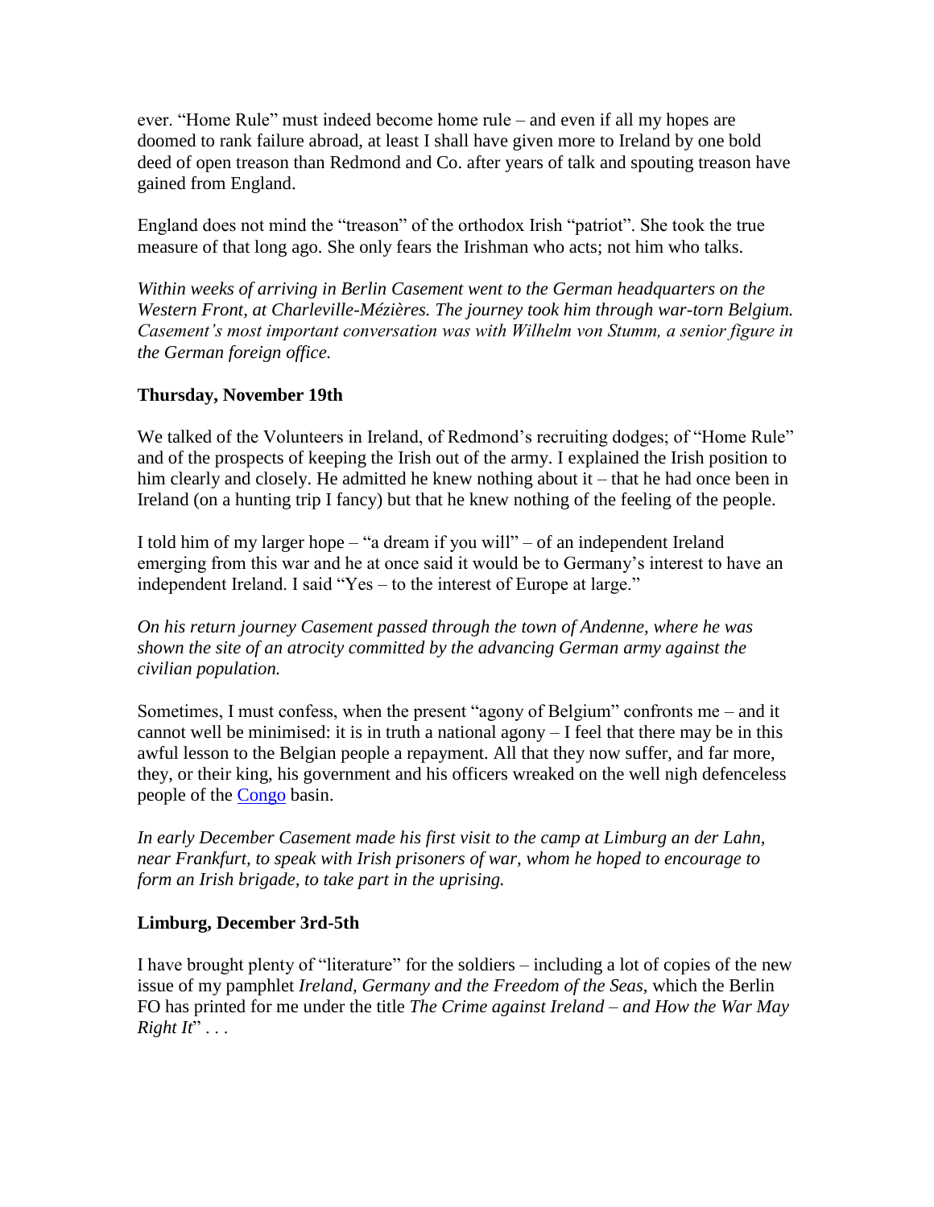ever. "Home Rule" must indeed become home rule – and even if all my hopes are doomed to rank failure abroad, at least I shall have given more to Ireland by one bold deed of open treason than Redmond and Co. after years of talk and spouting treason have gained from England.

England does not mind the "treason" of the orthodox Irish "patriot". She took the true measure of that long ago. She only fears the Irishman who acts; not him who talks.

*Within weeks of arriving in Berlin Casement went to the German headquarters on the Western Front, at Charleville-Mézières. The journey took him through war-torn Belgium. Casement's most important conversation was with Wilhelm von Stumm, a senior figure in the German foreign office.*

**Thursday, November 19th**

We talked of the Volunteers in Ireland, of Redmond's recruiting dodges; of "Home Rule" and of the prospects of keeping the Irish out of the army. I explained the Irish position to him clearly and closely. He admitted he knew nothing about it – that he had once been in Ireland (on a hunting trip I fancy) but that he knew nothing of the feeling of the people.

I told him of my larger hope – "a dream if you will" – of an independent Ireland emerging from this war and he at once said it would be to Germany's interest to have an independent Ireland. I said "Yes – to the interest of Europe at large."

*On his return journey Casement passed through the town of Andenne, where he was shown the site of an atrocity committed by the advancing German army against the civilian population.*

Sometimes, I must confess, when the present "agony of Belgium" confronts me – and it cannot well be minimised: it is in truth a national agony – I feel that there may be in this awful lesson to the Belgian people a repayment. All that they now suffer, and far more, they, or their king, his government and his officers wreaked on the well nigh defenceless people of the Congo basin.

*In early December Casement made his first visit to the camp at Limburg an der Lahn, near Frankfurt, to speak with Irish prisoners of war, whom he hoped to encourage to form an Irish brigade, to take part in the uprising.*

**Limburg, December 3rd-5th**

I have brought plenty of "literature" for the soldiers – including a lot of copies of the new issue of my pamphlet *Ireland, Germany and the Freedom of the Seas*, which the Berlin FO has printed for me under the title *The Crime against Ireland – and How the War May Right It*" . . .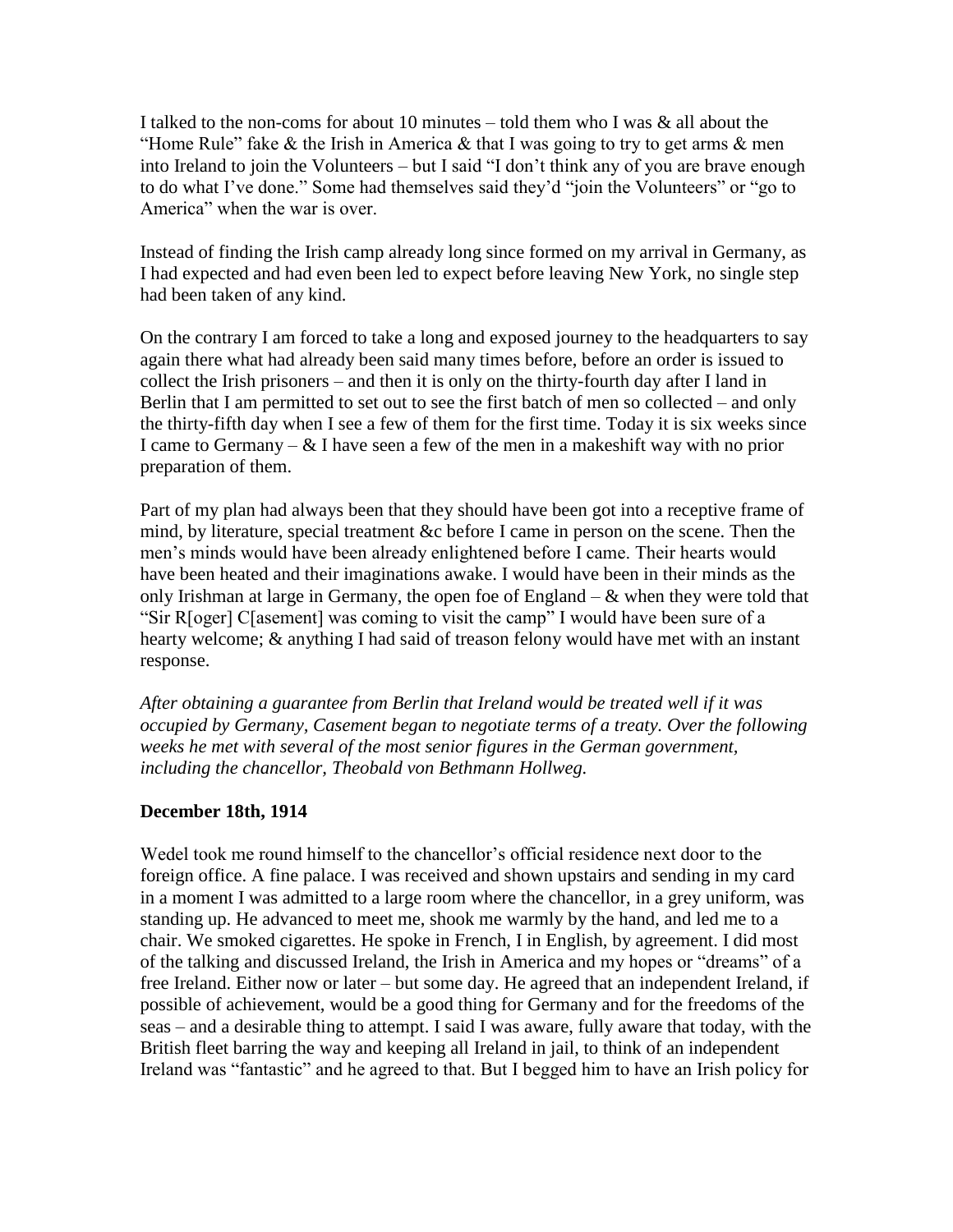I talked to the non-coms for about 10 minutes – told them who I was & all about the "Home Rule" fake & the Irish in America & that I was going to try to get arms & men into Ireland to join the Volunteers – but I said "I don't think any of you are brave enough to do what I've done." Some had themselves said they'd "join the Volunteers" or "go to America" when the war is over.

Instead of finding the Irish camp already long since formed on my arrival in Germany, as I had expected and had even been led to expect before leaving New York, no single step had been taken of any kind.

On the contrary I am forced to take a long and exposed journey to the headquarters to say again there what had already been said many times before, before an order is issued to collect the Irish prisoners – and then it is only on the thirty-fourth day after I land in Berlin that I am permitted to set out to see the first batch of men so collected – and only the thirty-fifth day when I see a few of them for the first time. Today it is six weeks since I came to Germany – & I have seen a few of the men in a makeshift way with no prior preparation of them.

Part of my plan had always been that they should have been got into a receptive frame of mind, by literature, special treatment &c before I came in person on the scene. Then the men's minds would have been already enlightened before I came. Their hearts would have been heated and their imaginations awake. I would have been in their minds as the only Irishman at large in Germany, the open foe of England – & when they were told that "Sir R[oger] C[asement] was coming to visit the camp" I would have been sure of a hearty welcome; & anything I had said of treason felony would have met with an instant response.

*After obtaining a guarantee from Berlin that Ireland would be treated well if it was occupied by Germany, Casement began to negotiate terms of a treaty. Over the following weeks he met with several of the most senior figures in the German government, including the chancellor, Theobald von Bethmann Hollweg.*

**December 18th, 1914**

Wedel took me round himself to the chancellor's official residence next door to the foreign office. A fine palace. I was received and shown upstairs and sending in my card in a moment I was admitted to a large room where the chancellor, in a grey uniform, was standing up. He advanced to meet me, shook me warmly by the hand, and led me to a chair. We smoked cigarettes. He spoke in French, I in English, by agreement. I did most of the talking and discussed Ireland, the Irish in America and my hopes or "dreams" of a free Ireland. Either now or later – but some day. He agreed that an independent Ireland, if possible of achievement, would be a good thing for Germany and for the freedoms of the seas – and a desirable thing to attempt. I said I was aware, fully aware that today, with the British fleet barring the way and keeping all Ireland in jail, to think of an independent Ireland was "fantastic" and he agreed to that. But I begged him to have an Irish policy for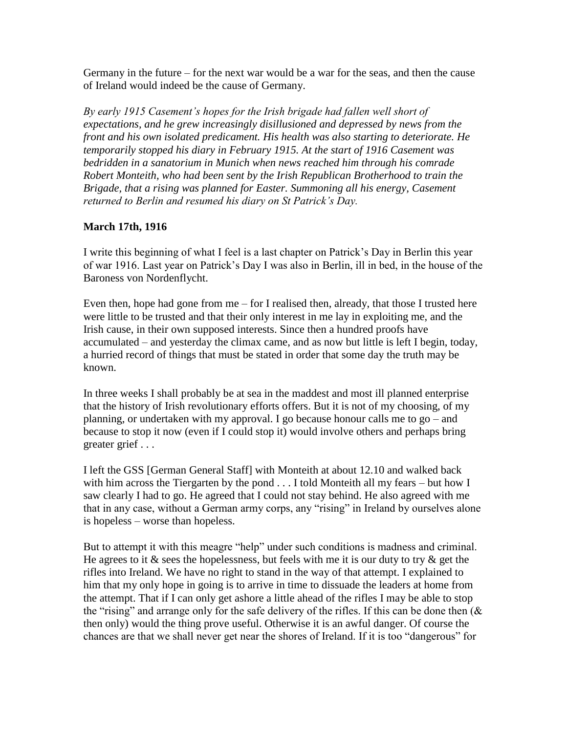Germany in the future – for the next war would be a war for the seas, and then the cause of Ireland would indeed be the cause of Germany.

*By early 1915 Casement's hopes for the Irish brigade had fallen well short of expectations, and he grew increasingly disillusioned and depressed by news from the front and his own isolated predicament. His health was also starting to deteriorate. He temporarily stopped his diary in February 1915. At the start of 1916 Casement was bedridden in a sanatorium in Munich when news reached him through his comrade Robert Monteith, who had been sent by the Irish Republican Brotherhood to train the Brigade, that a rising was planned for Easter. Summoning all his energy, Casement returned to Berlin and resumed his diary on St Patrick's Day.*

**March 17th, 1916**

I write this beginning of what I feel is a last chapter on Patrick's Day in Berlin this year of war 1916. Last year on Patrick's Day I was also in Berlin, ill in bed, in the house of the Baroness von Nordenflycht.

Even then, hope had gone from me – for I realised then, already, that those I trusted here were little to be trusted and that their only interest in me lay in exploiting me, and the Irish cause, in their own supposed interests. Since then a hundred proofs have accumulated – and yesterday the climax came, and as now but little is left I begin, today, a hurried record of things that must be stated in order that some day the truth may be known.

In three weeks I shall probably be at sea in the maddest and most ill planned enterprise that the history of Irish revolutionary efforts offers. But it is not of my choosing, of my planning, or undertaken with my approval. I go because honour calls me to go – and because to stop it now (even if I could stop it) would involve others and perhaps bring greater grief . . .

I left the GSS [German General Staff] with Monteith at about 12.10 and walked back with him across the Tiergarten by the pond . . . I told Monteith all my fears – but how I saw clearly I had to go. He agreed that I could not stay behind. He also agreed with me that in any case, without a German army corps, any "rising" in Ireland by ourselves alone is hopeless – worse than hopeless.

But to attempt it with this meagre "help" under such conditions is madness and criminal. He agrees to it & sees the hopelessness, but feels with me it is our duty to try & get the rifles into Ireland. We have no right to stand in the way of that attempt. I explained to him that my only hope in going is to arrive in time to dissuade the leaders at home from the attempt. That if I can only get ashore a little ahead of the rifles I may be able to stop the "rising" and arrange only for the safe delivery of the rifles. If this can be done then (& then only) would the thing prove useful. Otherwise it is an awful danger. Of course the chances are that we shall never get near the shores of Ireland. If it is too "dangerous" for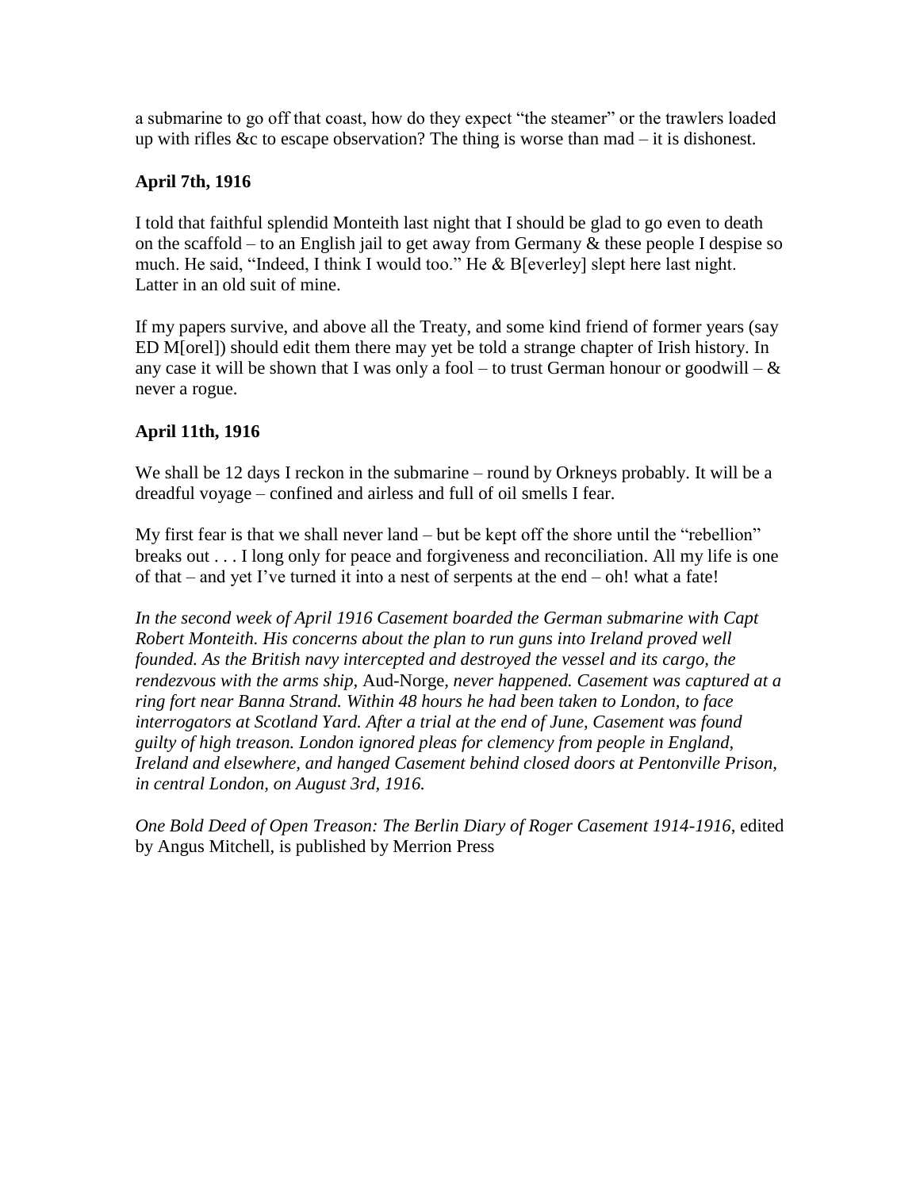a submarine to go off that coast, how do they expect "the steamer" or the trawlers loaded up with rifles &c to escape observation? The thing is worse than mad – it is dishonest.

**April 7th, 1916**

I told that faithful splendid Monteith last night that I should be glad to go even to death on the scaffold – to an English jail to get away from Germany & these people I despise so much. He said, "Indeed, I think I would too." He & B[everley] slept here last night. Latter in an old suit of mine.

If my papers survive, and above all the Treaty, and some kind friend of former years (say ED M[orel]) should edit them there may yet be told a strange chapter of Irish history. In any case it will be shown that I was only a fool – to trust German honour or goodwill – & never a rogue.

**April 11th, 1916**

We shall be 12 days I reckon in the submarine – round by Orkneys probably. It will be a dreadful voyage – confined and airless and full of oil smells I fear.

My first fear is that we shall never land – but be kept off the shore until the "rebellion" breaks out . . . I long only for peace and forgiveness and reconciliation. All my life is one of that – and yet I've turned it into a nest of serpents at the end – oh! what a fate!

*In the second week of April 1916 Casement boarded the German submarine with Capt Robert Monteith. His concerns about the plan to run guns into Ireland proved well founded. As the British navy intercepted and destroyed the vessel and its cargo, the rendezvous with the arms ship,* Aud-Norge, *never happened. Casement was captured at a ring fort near Banna Strand. Within 48 hours he had been taken to London, to face interrogators at Scotland Yard. After a trial at the end of June, Casement was found guilty of high treason. London ignored pleas for clemency from people in England, Ireland and elsewhere, and hanged Casement behind closed doors at Pentonville Prison, in central London, on August 3rd, 1916.*

*One Bold Deed of Open Treason: The Berlin Diary of Roger Casement 1914-1916*, edited by Angus Mitchell, is published by Merrion Press